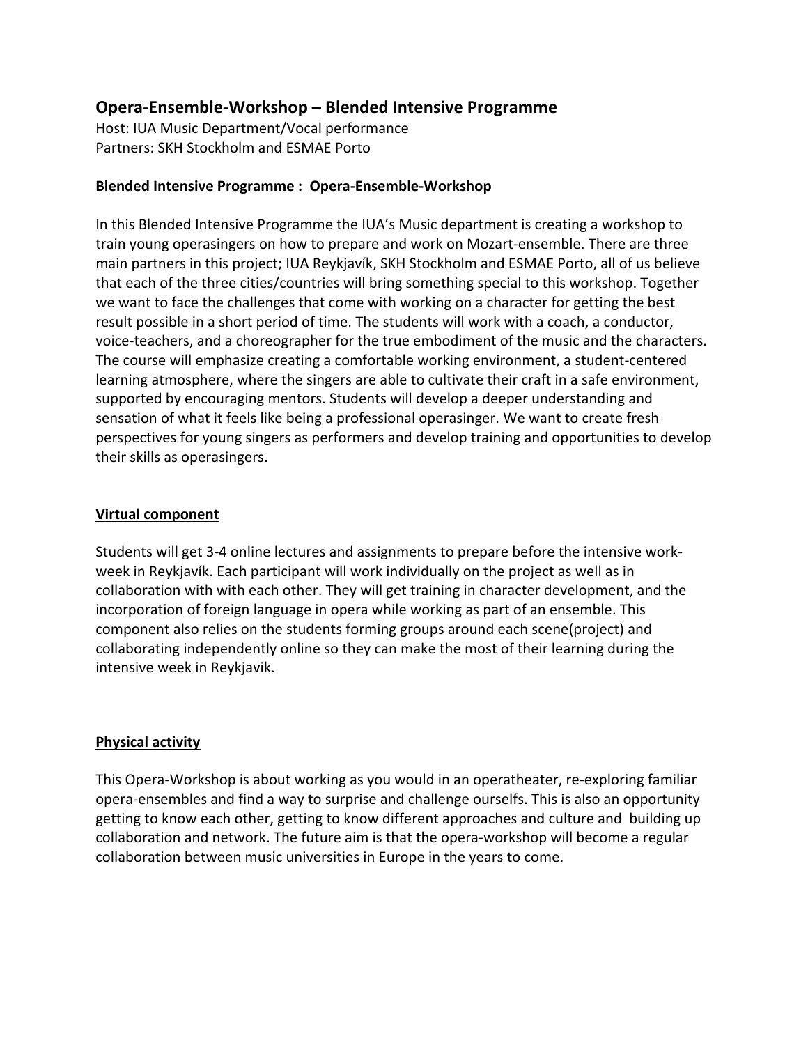## Opera-Ensemble-Workshop – Blended Intensive Programme

Host: IUA Music Department/Vocal performance
Partners: SKH Stockholm and ESMAE Porto

**Blended Intensive Programme : Opera-Ensemble-Workshop**

In this Blended Intensive Programme the IUA's Music department is creating a workshop to train young operasingers on how to prepare and work on Mozart-ensemble. There are three main partners in this project; IUA Reykjavík, SKH Stockholm and ESMAE Porto, all of us believe that each of the three cities/countries will bring something special to this workshop. Together we want to face the challenges that come with working on a character for getting the best result possible in a short period of time. The students will work with a coach, a conductor, voice-teachers, and a choreographer for the true embodiment of the music and the characters. The course will emphasize creating a comfortable working environment, a student-centered learning atmosphere, where the singers are able to cultivate their craft in a safe environment, supported by encouraging mentors. Students will develop a deeper understanding and sensation of what it feels like being a professional operasinger. We want to create fresh perspectives for young singers as performers and develop training and opportunities to develop their skills as operasingers.

### Virtual component

Students will get 3-4 online lectures and assignments to prepare before the intensive work-week in Reykjavík. Each participant will work individually on the project as well as in collaboration with with each other. They will get training in character development, and the incorporation of foreign language in opera while working as part of an ensemble. This component also relies on the students forming groups around each scene(project) and collaborating independently online so they can make the most of their learning during the intensive week in Reykjavik.

### Physical activity

This Opera-Workshop is about working as you would in an operatheater, re-exploring familiar opera-ensembles and find a way to surprise and challenge ourselfs. This is also an opportunity getting to know each other, getting to know different approaches and culture and building up collaboration and network. The future aim is that the opera-workshop will become a regular collaboration between music universities in Europe in the years to come.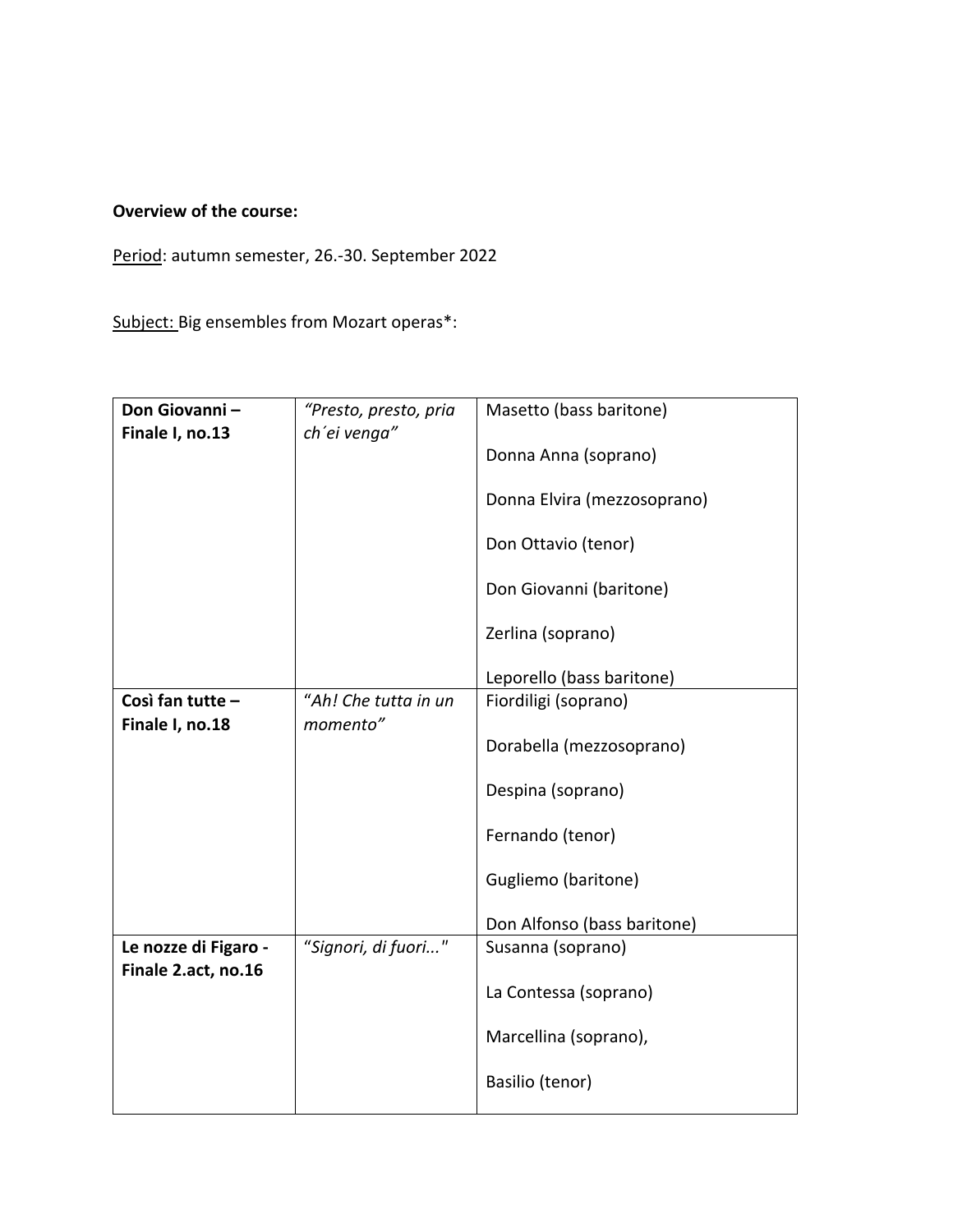**Overview of the course:**

Period: autumn semester, 26.-30. September 2022

Subject: Big ensembles from Mozart operas*:

| | | |
|---|---|---|
| **Don Giovanni – Finale I, no.13** | *"Presto, presto, pria ch´ei venga"* | Masetto (bass baritone)<br><br>Donna Anna (soprano)<br><br>Donna Elvira (mezzosoprano)<br><br>Don Ottavio (tenor)<br><br>Don Giovanni (baritone)<br><br>Zerlina (soprano)<br><br>Leporello (bass baritone) |
| **Così fan tutte – Finale I, no.18** | "*Ah! Che tutta in un momento"* | Fiordiligi (soprano)<br><br>Dorabella (mezzosoprano)<br><br>Despina (soprano)<br><br>Fernando (tenor)<br><br>Gugliemo (baritone)<br><br>Don Alfonso (bass baritone) |
| **Le nozze di Figaro - Finale 2.act, no.16** | "*Signori, di fuori..."* | Susanna (soprano)<br><br>La Contessa (soprano)<br><br>Marcellina (soprano),<br><br>Basilio (tenor) |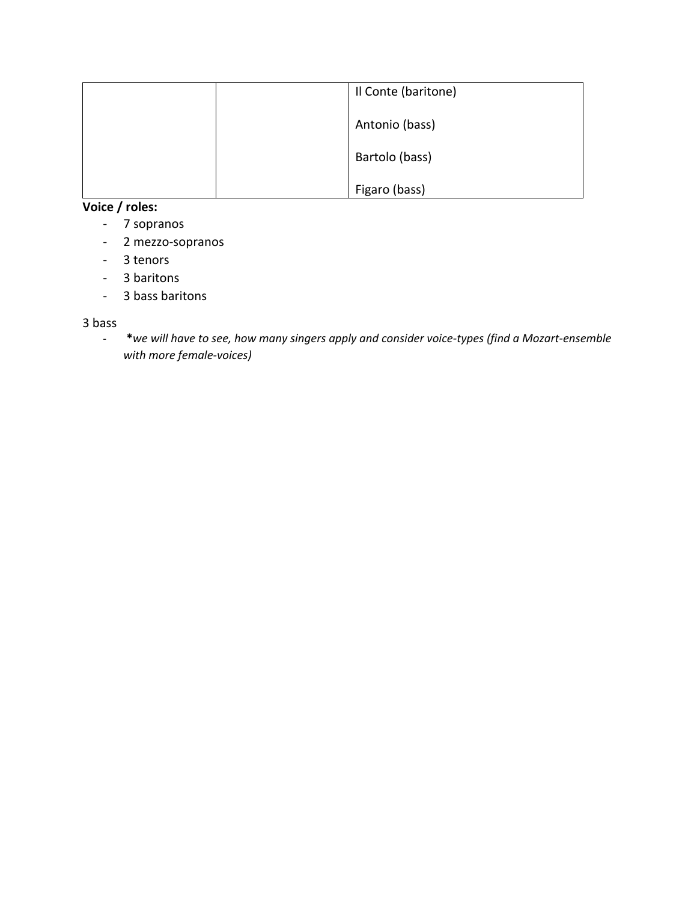| | | |
|---|---|---|
| | | Il Conte (baritone)<br><br>Antonio (bass)<br><br>Bartolo (bass)<br><br>Figaro (bass) |

**Voice / roles:**

- 7 sopranos
- 2 mezzo-sopranos
- 3 tenors
- 3 baritons
- 3 bass baritons

3 bass

- ***we will have to see, how many singers apply and consider voice-types (find a Mozart-ensemble with more female-voices)***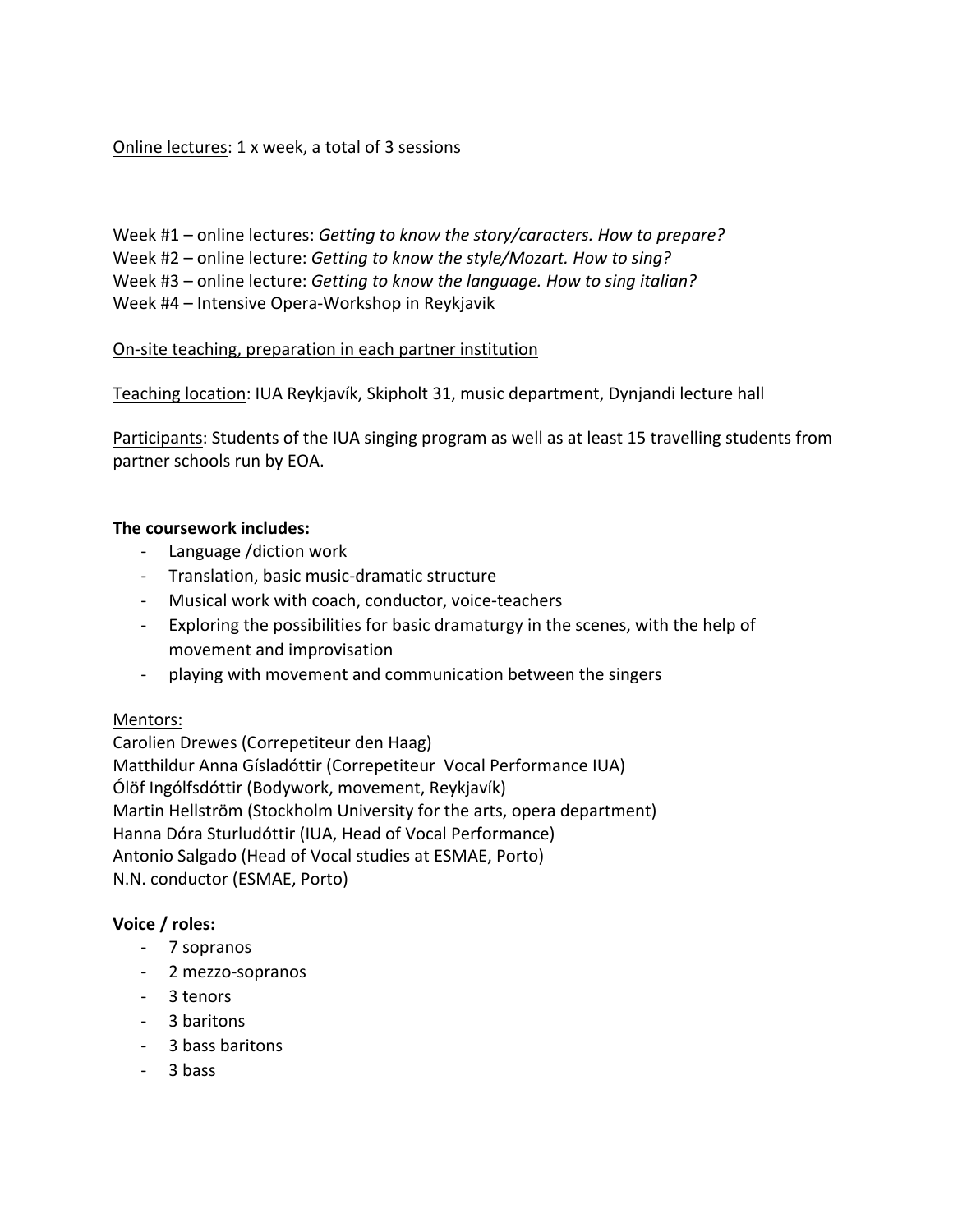<u>Online lectures</u>: 1 x week, a total of 3 sessions

Week #1 – online lectures: *Getting to know the story/caracters. How to prepare?*
Week #2 – online lecture: *Getting to know the style/Mozart. How to sing?*
Week #3 – online lecture: *Getting to know the language. How to sing italian?*
Week #4 – Intensive Opera-Workshop in Reykjavik

<u>On-site teaching, preparation in each partner institution</u>

<u>Teaching location</u>: IUA Reykjavík, Skipholt 31, music department, Dynjandi lecture hall

<u>Participants</u>: Students of the IUA singing program as well as at least 15 travelling students from partner schools run by EOA.

**The coursework includes:**

- Language /diction work
- Translation, basic music-dramatic structure
- Musical work with coach, conductor, voice-teachers
- Exploring the possibilities for basic dramaturgy in the scenes, with the help of movement and improvisation
- playing with movement and communication between the singers

<u>Mentors:</u>
Carolien Drewes (Correpetiteur den Haag)
Matthildur Anna Gísladóttir (Correpetiteur Vocal Performance IUA)
Ólöf Ingólfsdóttir (Bodywork, movement, Reykjavík)
Martin Hellström (Stockholm University for the arts, opera department)
Hanna Dóra Sturludóttir (IUA, Head of Vocal Performance)
Antonio Salgado (Head of Vocal studies at ESMAE, Porto)
N.N. conductor (ESMAE, Porto)

**Voice / roles:**

- 7 sopranos
- 2 mezzo-sopranos
- 3 tenors
- 3 baritons
- 3 bass baritons
- 3 bass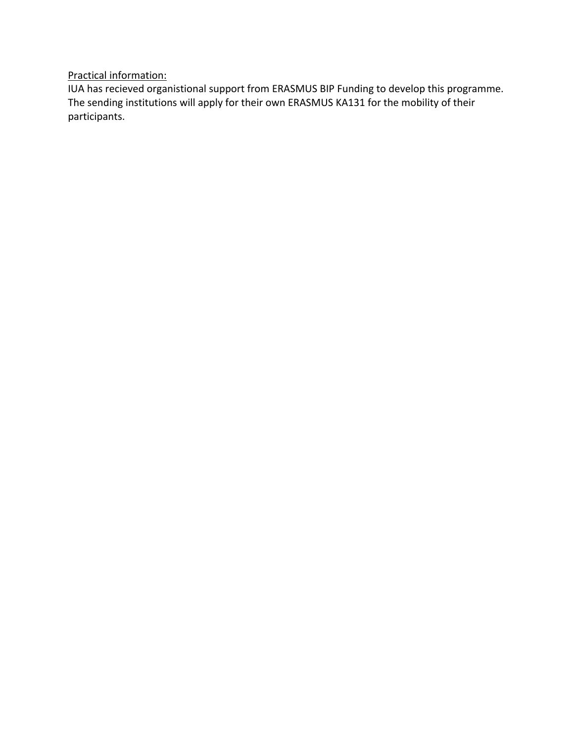<u>Practical information:</u>

IUA has recieved organististional support from ERASMUS BIP Funding to develop this programme. The sending institutions will apply for their own ERASMUS KA131 for the mobility of their participants.

<u>Practical information:</u>

IUA has recieved organistional support from ERASMUS BIP Funding to develop this programme. The sending institutions will apply for their own ERASMUS KA131 for the mobility of their participants.